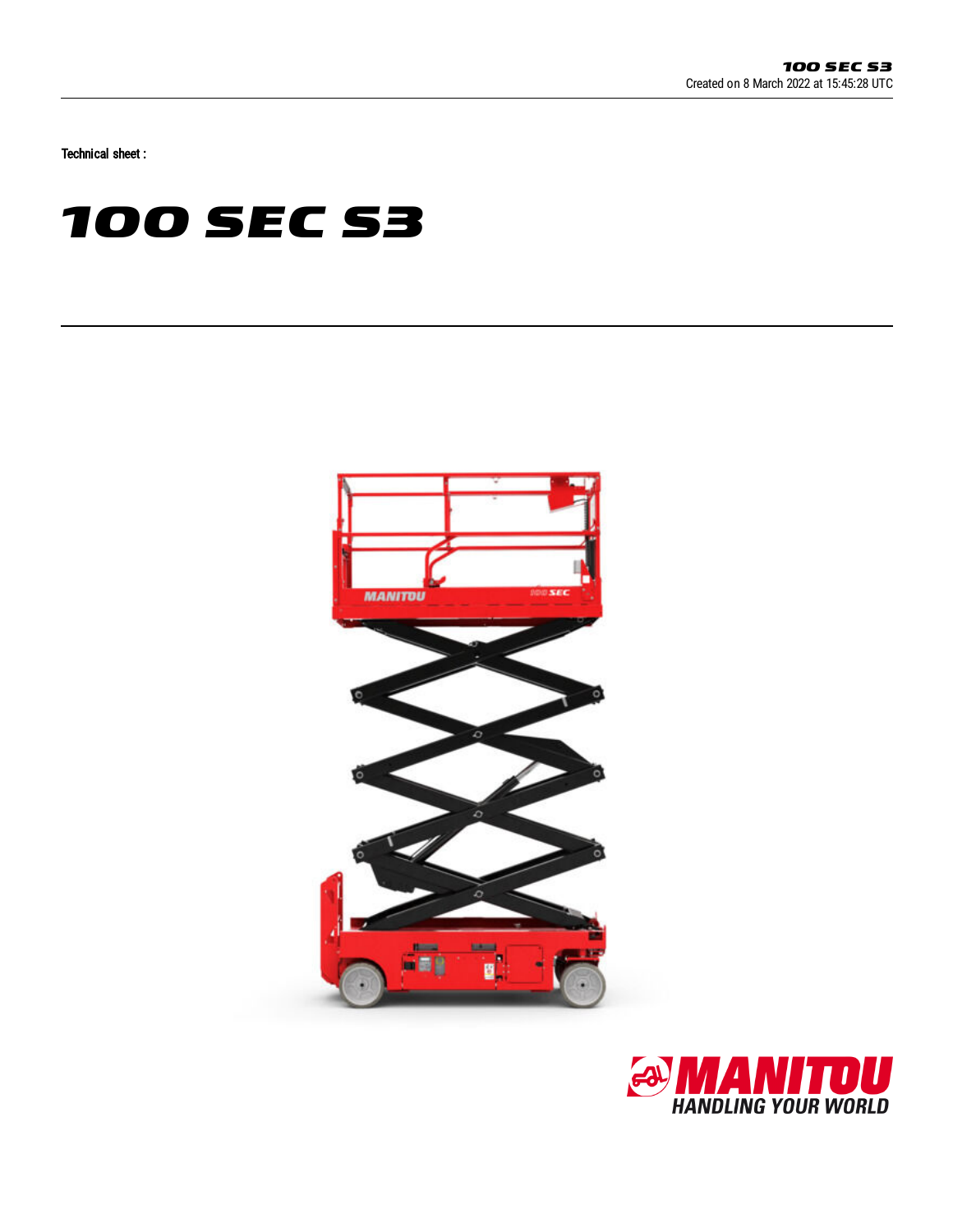Technical sheet :

# 100 SEC S3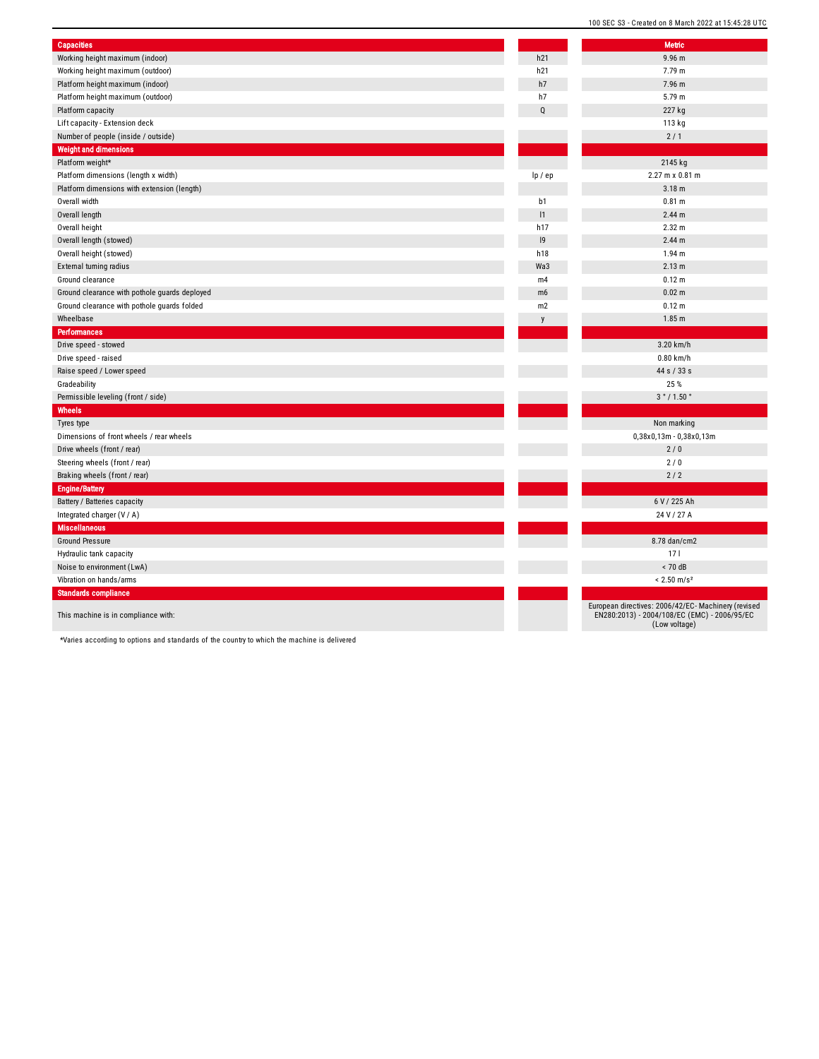| Capacities | | Metric |
|---|---|---|
| Working height maximum (indoor) | h21 | 9.96 m |
| Working height maximum (outdoor) | h21 | 7.79 m |
| Platform height maximum (indoor) | h7 | 7.96 m |
| Platform height maximum (outdoor) | h7 | 5.79 m |
| Platform capacity | Q | 227 kg |
| Lift capacity - Extension deck | | 113 kg |
| Number of people (inside / outside) | | 2 / 1 |
| **Weight and dimensions** | | |
| Platform weight* | | 2145 kg |
| Platform dimensions (length x width) | lp / ep | 2.27 m x 0.81 m |
| Platform dimensions with extension (length) | | 3.18 m |
| Overall width | b1 | 0.81 m |
| Overall length | l1 | 2.44 m |
| Overall height | h17 | 2.32 m |
| Overall length (stowed) | l9 | 2.44 m |
| Overall height (stowed) | h18 | 1.94 m |
| External turning radius | Wa3 | 2.13 m |
| Ground clearance | m4 | 0.12 m |
| Ground clearance with pothole guards deployed | m6 | 0.02 m |
| Ground clearance with pothole guards folded | m2 | 0.12 m |
| Wheelbase | y | 1.85 m |
| **Performances** | | |
| Drive speed - stowed | | 3.20 km/h |
| Drive speed - raised | | 0.80 km/h |
| Raise speed / Lower speed | | 44 s / 33 s |
| Gradeability | | 25 % |
| Permissible leveling (front / side) | | 3 ° / 1.50 ° |
| **Wheels** | | |
| Tyres type | | Non marking |
| Dimensions of front wheels / rear wheels | | 0,38x0,13m - 0,38x0,13m |
| Drive wheels (front / rear) | | 2 / 0 |
| Steering wheels (front / rear) | | 2 / 0 |
| Braking wheels (front / rear) | | 2 / 2 |
| **Engine/Battery** | | |
| Battery / Batteries capacity | | 6 V / 225 Ah |
| Integrated charger (V / A) | | 24 V / 27 A |
| **Miscellaneous** | | |
| Ground Pressure | | 8.78 dan/cm2 |
| Hydraulic tank capacity | | 17 l |
| Noise to environment (LwA) | | < 70 dB |
| Vibration on hands/arms | | < 2.50 m/s² |
| **Standards compliance** | | |
| This machine is in compliance with: | | European directives: 2006/42/EC- Machinery (revised EN280:2013) - 2004/108/EC (EMC) - 2006/95/EC (Low voltage) |

*Varies according to options and standards of the country to which the machine is delivered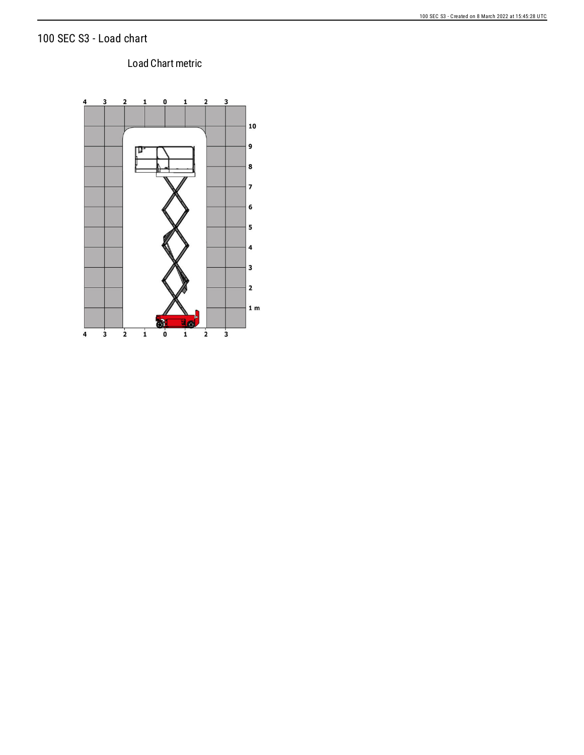# 100 SEC S3 - Load chart

Load Chart metric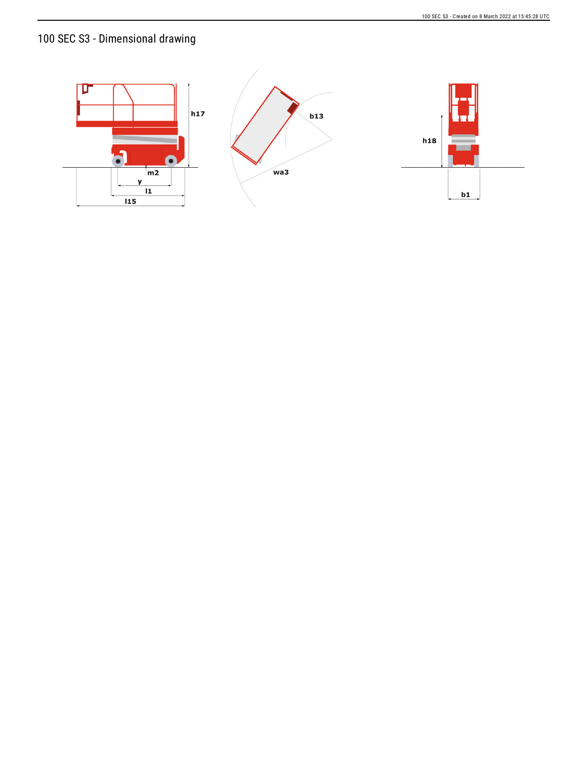# 100 SEC S3 - Dimensional drawing

h17

b13

wa3

h18

m2

y

l1

l15

b1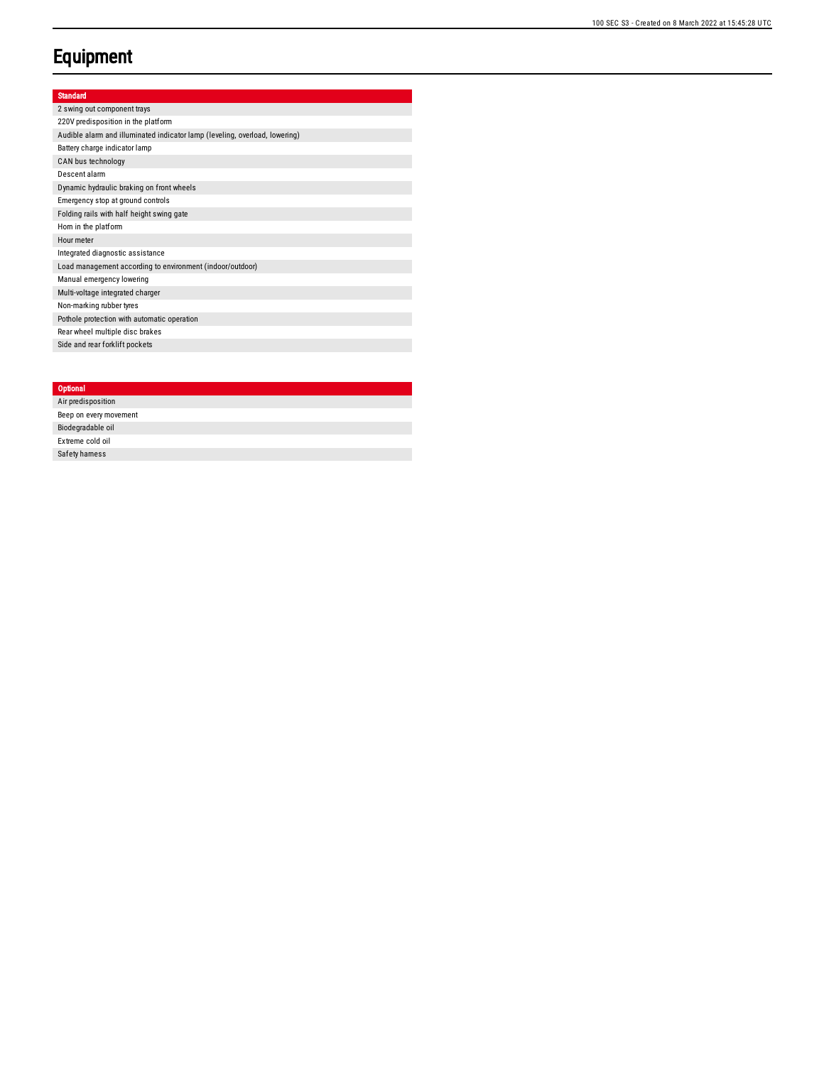# Equipment

| Standard |
| --- |
| 2 swing out component trays |
| 220V predisposition in the platform |
| Audible alarm and illuminated indicator lamp (leveling, overload, lowering) |
| Battery charge indicator lamp |
| CAN bus technology |
| Descent alarm |
| Dynamic hydraulic braking on front wheels |
| Emergency stop at ground controls |
| Folding rails with half height swing gate |
| Horn in the platform |
| Hour meter |
| Integrated diagnostic assistance |
| Load management according to environment (indoor/outdoor) |
| Manual emergency lowering |
| Multi-voltage integrated charger |
| Non-marking rubber tyres |
| Pothole protection with automatic operation |
| Rear wheel multiple disc brakes |
| Side and rear forklift pockets |

| Optional |
| --- |
| Air predisposition |
| Beep on every movement |
| Biodegradable oil |
| Extreme cold oil |
| Safety harness |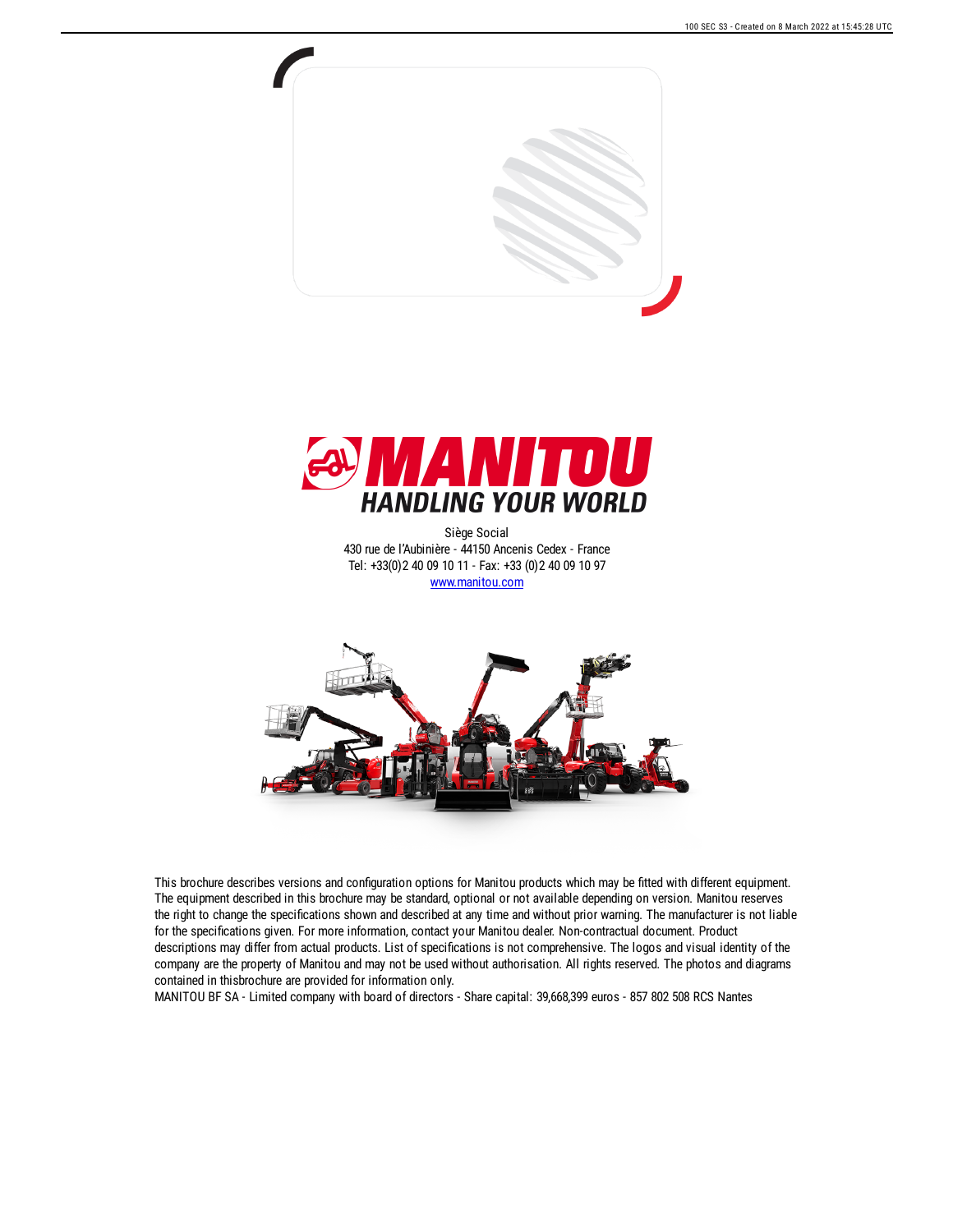Siège Social
430 rue de l'Aubinière - 44150 Ancenis Cedex - France
Tel: +33(0)2 40 09 10 11 - Fax: +33 (0)2 40 09 10 97
www.manitou.com

This brochure describes versions and configuration options for Manitou products which may be fitted with different equipment. The equipment described in this brochure may be standard, optional or not available depending on version. Manitou reserves the right to change the specifications shown and described at any time and without prior warning. The manufacturer is not liable for the specifications given. For more information, contact your Manitou dealer. Non-contractual document. Product descriptions may differ from actual products. List of specifications is not comprehensive. The logos and visual identity of the company are the property of Manitou and may not be used without authorisation. All rights reserved. The photos and diagrams contained in thisbrochure are provided for information only.

MANITOU BF SA - Limited company with board of directors - Share capital: 39,668,399 euros - 857 802 508 RCS Nantes